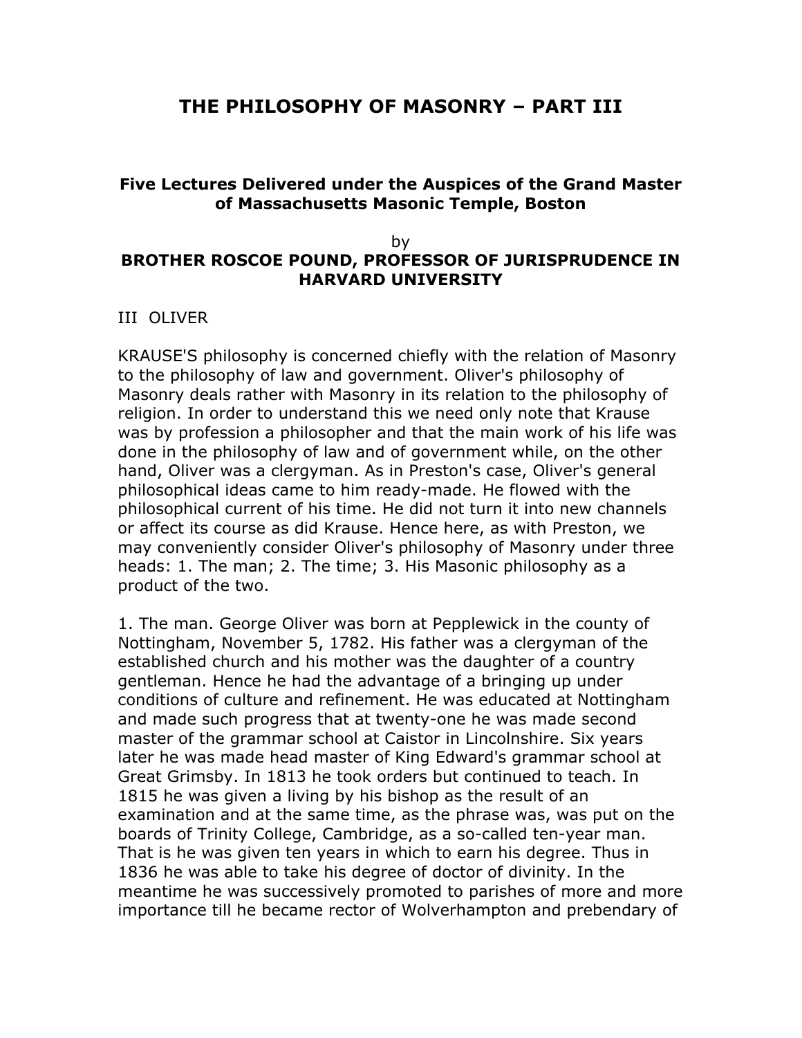# THE PHILOSOPHY OF MASONRY – PART III

### Five Lectures Delivered under the Auspices of the Grand Master of Massachusetts Masonic Temple, Boston

by

**BROTHER ROSCOE POUND, PROFESSOR OF JURISPRUDENCE IN HARVARD UNIVERSITY**

## III OLIVER

KRAUSE'S philosophy is concerned chiefly with the relation of Masonry to the philosophy of law and government. Oliver's philosophy of Masonry deals rather with Masonry in its relation to the philosophy of religion. In order to understand this we need only note that Krause was by profession a philosopher and that the main work of his life was done in the philosophy of law and of government while, on the other hand, Oliver was a clergyman. As in Preston's case, Oliver's general philosophical ideas came to him ready-made. He flowed with the philosophical current of his time. He did not turn it into new channels or affect its course as did Krause. Hence here, as with Preston, we may conveniently consider Oliver's philosophy of Masonry under three heads: 1. The man; 2. The time; 3. His Masonic philosophy as a product of the two.

1. The man. George Oliver was born at Pepplewick in the county of Nottingham, November 5, 1782. His father was a clergyman of the established church and his mother was the daughter of a country gentleman. Hence he had the advantage of a bringing up under conditions of culture and refinement. He was educated at Nottingham and made such progress that at twenty-one he was made second master of the grammar school at Caistor in Lincolnshire. Six years later he was made head master of King Edward's grammar school at Great Grimsby. In 1813 he took orders but continued to teach. In 1815 he was given a living by his bishop as the result of an examination and at the same time, as the phrase was, was put on the boards of Trinity College, Cambridge, as a so-called ten-year man. That is he was given ten years in which to earn his degree. Thus in 1836 he was able to take his degree of doctor of divinity. In the meantime he was successively promoted to parishes of more and more importance till he became rector of Wolverhampton and prebendary of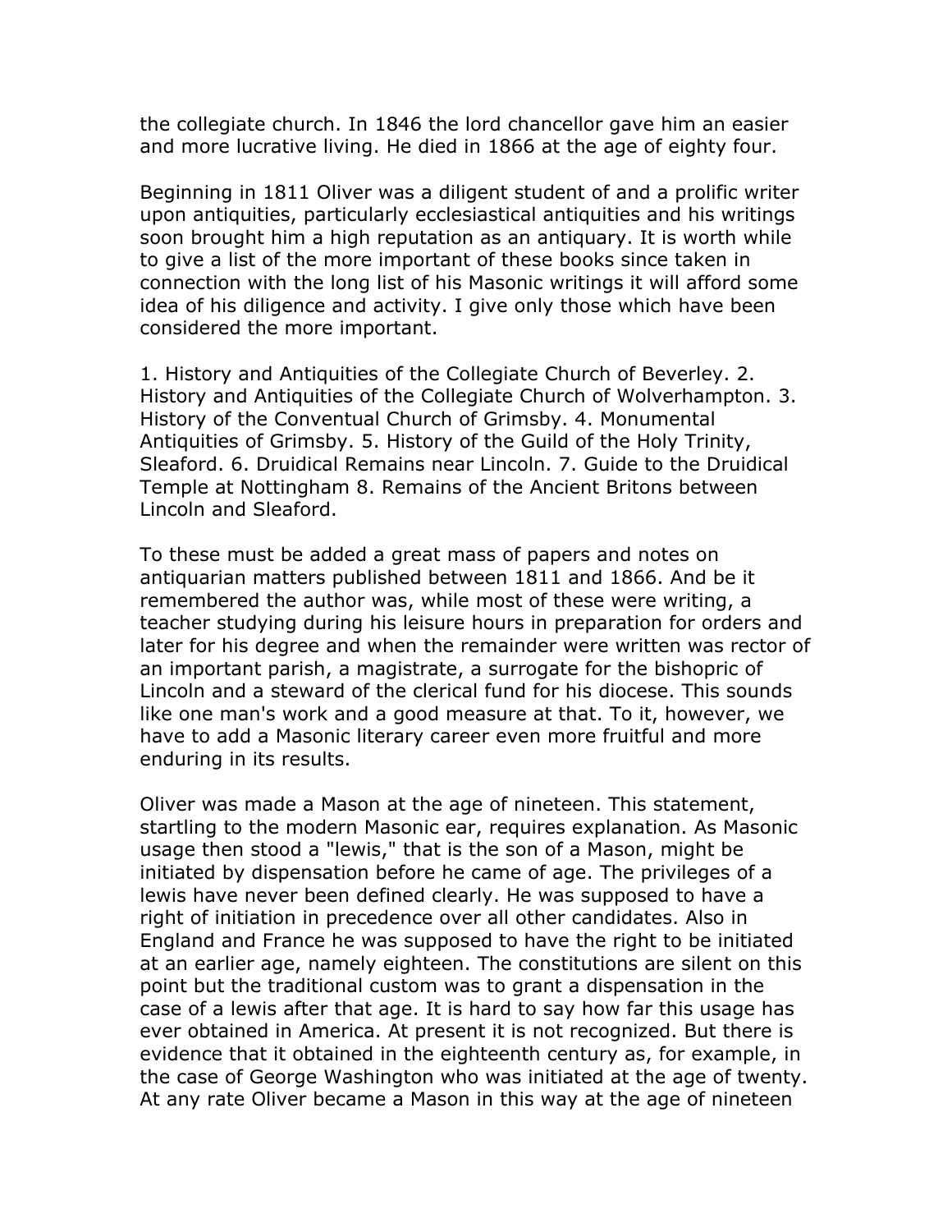the collegiate church. In 1846 the lord chancellor gave him an easier and more lucrative living. He died in 1866 at the age of eighty four.

Beginning in 1811 Oliver was a diligent student of and a prolific writer upon antiquities, particularly ecclesiastical antiquities and his writings soon brought him a high reputation as an antiquary. It is worth while to give a list of the more important of these books since taken in connection with the long list of his Masonic writings it will afford some idea of his diligence and activity. I give only those which have been considered the more important.

1. History and Antiquities of the Collegiate Church of Beverley. 2. History and Antiquities of the Collegiate Church of Wolverhampton. 3. History of the Conventual Church of Grimsby. 4. Monumental Antiquities of Grimsby. 5. History of the Guild of the Holy Trinity, Sleaford. 6. Druidical Remains near Lincoln. 7. Guide to the Druidical Temple at Nottingham 8. Remains of the Ancient Britons between Lincoln and Sleaford.

To these must be added a great mass of papers and notes on antiquarian matters published between 1811 and 1866. And be it remembered the author was, while most of these were writing, a teacher studying during his leisure hours in preparation for orders and later for his degree and when the remainder were written was rector of an important parish, a magistrate, a surrogate for the bishopric of Lincoln and a steward of the clerical fund for his diocese. This sounds like one man's work and a good measure at that. To it, however, we have to add a Masonic literary career even more fruitful and more enduring in its results.

Oliver was made a Mason at the age of nineteen. This statement, startling to the modern Masonic ear, requires explanation. As Masonic usage then stood a "lewis," that is the son of a Mason, might be initiated by dispensation before he came of age. The privileges of a lewis have never been defined clearly. He was supposed to have a right of initiation in precedence over all other candidates. Also in England and France he was supposed to have the right to be initiated at an earlier age, namely eighteen. The constitutions are silent on this point but the traditional custom was to grant a dispensation in the case of a lewis after that age. It is hard to say how far this usage has ever obtained in America. At present it is not recognized. But there is evidence that it obtained in the eighteenth century as, for example, in the case of George Washington who was initiated at the age of twenty. At any rate Oliver became a Mason in this way at the age of nineteen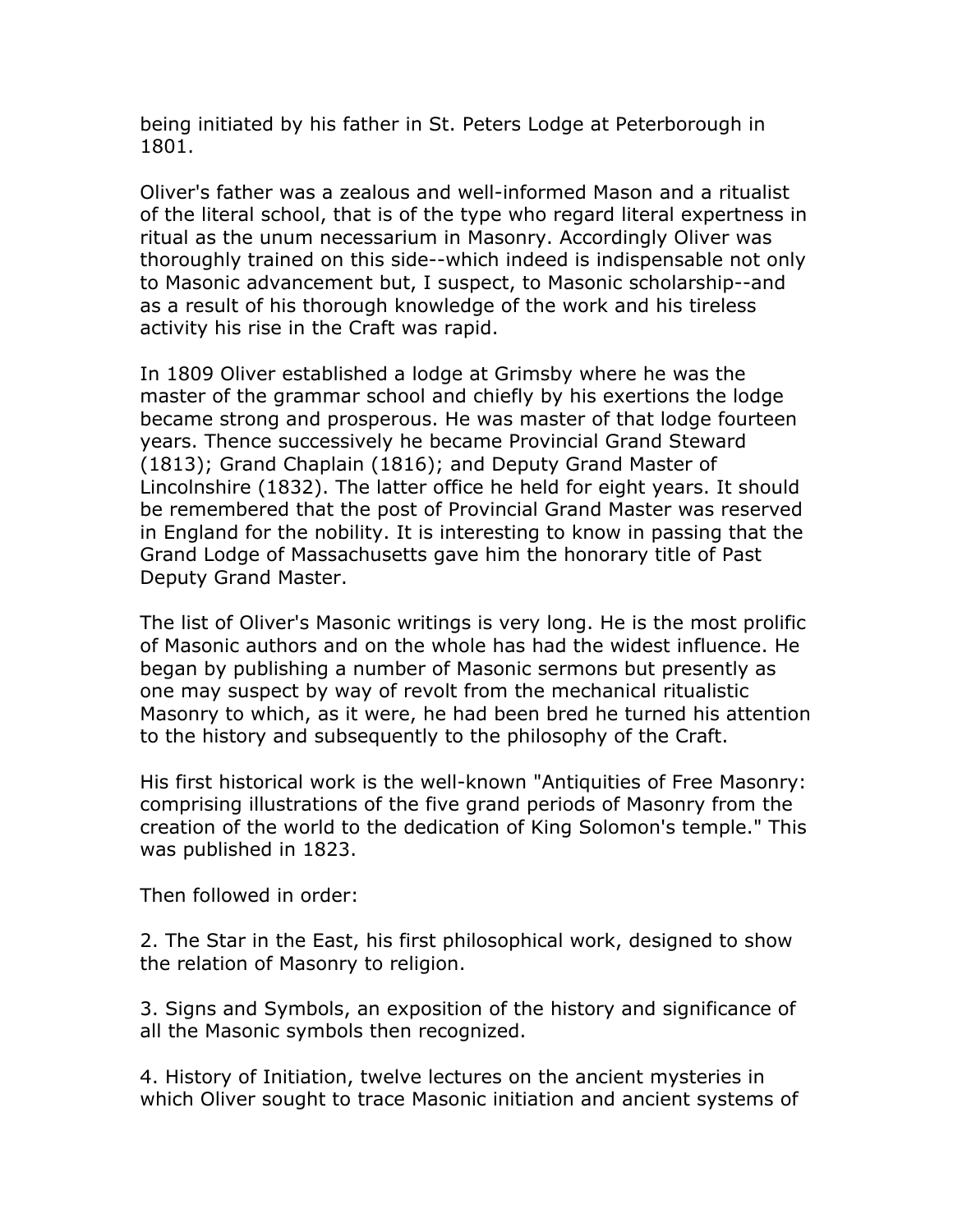being initiated by his father in St. Peters Lodge at Peterborough in 1801.

Oliver's father was a zealous and well-informed Mason and a ritualist of the literal school, that is of the type who regard literal expertness in ritual as the unum necessarium in Masonry. Accordingly Oliver was thoroughly trained on this side--which indeed is indispensable not only to Masonic advancement but, I suspect, to Masonic scholarship--and as a result of his thorough knowledge of the work and his tireless activity his rise in the Craft was rapid.

In 1809 Oliver established a lodge at Grimsby where he was the master of the grammar school and chiefly by his exertions the lodge became strong and prosperous. He was master of that lodge fourteen years. Thence successively he became Provincial Grand Steward (1813); Grand Chaplain (1816); and Deputy Grand Master of Lincolnshire (1832). The latter office he held for eight years. It should be remembered that the post of Provincial Grand Master was reserved in England for the nobility. It is interesting to know in passing that the Grand Lodge of Massachusetts gave him the honorary title of Past Deputy Grand Master.

The list of Oliver's Masonic writings is very long. He is the most prolific of Masonic authors and on the whole has had the widest influence. He began by publishing a number of Masonic sermons but presently as one may suspect by way of revolt from the mechanical ritualistic Masonry to which, as it were, he had been bred he turned his attention to the history and subsequently to the philosophy of the Craft.

His first historical work is the well-known "Antiquities of Free Masonry: comprising illustrations of the five grand periods of Masonry from the creation of the world to the dedication of King Solomon's temple." This was published in 1823.

Then followed in order:

2. The Star in the East, his first philosophical work, designed to show the relation of Masonry to religion.

3. Signs and Symbols, an exposition of the history and significance of all the Masonic symbols then recognized.

4. History of Initiation, twelve lectures on the ancient mysteries in which Oliver sought to trace Masonic initiation and ancient systems of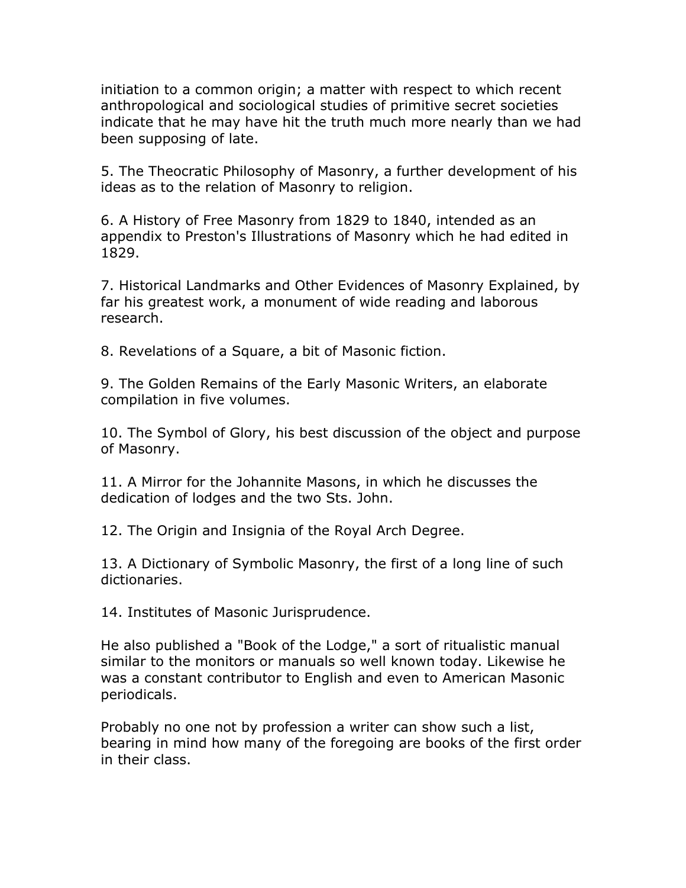initiation to a common origin; a matter with respect to which recent anthropological and sociological studies of primitive secret societies indicate that he may have hit the truth much more nearly than we had been supposing of late.

5. The Theocratic Philosophy of Masonry, a further development of his ideas as to the relation of Masonry to religion.

6. A History of Free Masonry from 1829 to 1840, intended as an appendix to Preston's Illustrations of Masonry which he had edited in 1829.

7. Historical Landmarks and Other Evidences of Masonry Explained, by far his greatest work, a monument of wide reading and laborous research.

8. Revelations of a Square, a bit of Masonic fiction.

9. The Golden Remains of the Early Masonic Writers, an elaborate compilation in five volumes.

10. The Symbol of Glory, his best discussion of the object and purpose of Masonry.

11. A Mirror for the Johannite Masons, in which he discusses the dedication of lodges and the two Sts. John.

12. The Origin and Insignia of the Royal Arch Degree.

13. A Dictionary of Symbolic Masonry, the first of a long line of such dictionaries.

14. Institutes of Masonic Jurisprudence.

He also published a "Book of the Lodge," a sort of ritualistic manual similar to the monitors or manuals so well known today. Likewise he was a constant contributor to English and even to American Masonic periodicals.

Probably no one not by profession a writer can show such a list, bearing in mind how many of the foregoing are books of the first order in their class.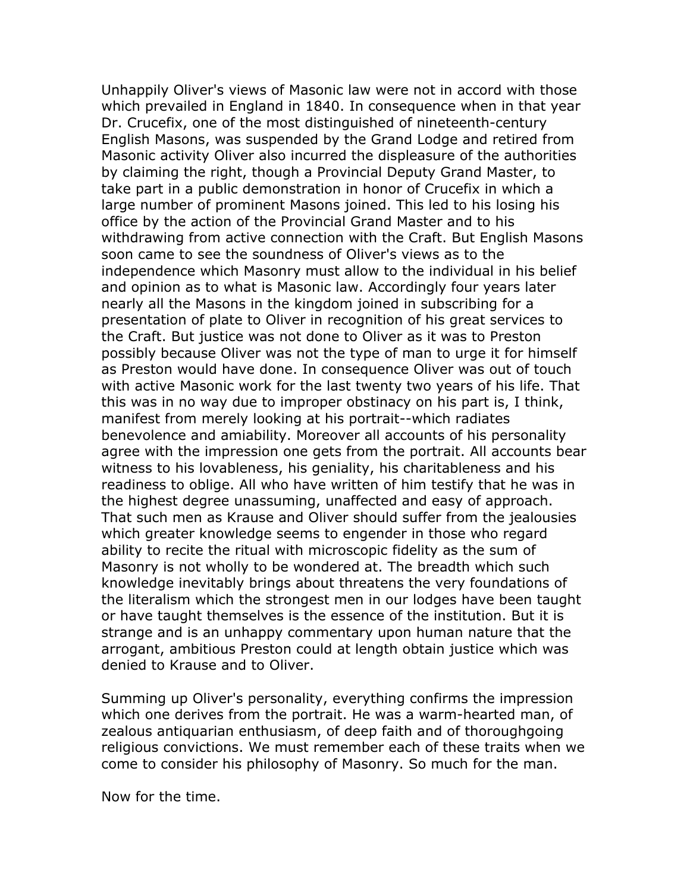Unhappily Oliver's views of Masonic law were not in accord with those which prevailed in England in 1840. In consequence when in that year Dr. Crucefix, one of the most distinguished of nineteenth-century English Masons, was suspended by the Grand Lodge and retired from Masonic activity Oliver also incurred the displeasure of the authorities by claiming the right, though a Provincial Deputy Grand Master, to take part in a public demonstration in honor of Crucefix in which a large number of prominent Masons joined. This led to his losing his office by the action of the Provincial Grand Master and to his withdrawing from active connection with the Craft. But English Masons soon came to see the soundness of Oliver's views as to the independence which Masonry must allow to the individual in his belief and opinion as to what is Masonic law. Accordingly four years later nearly all the Masons in the kingdom joined in subscribing for a presentation of plate to Oliver in recognition of his great services to the Craft. But justice was not done to Oliver as it was to Preston possibly because Oliver was not the type of man to urge it for himself as Preston would have done. In consequence Oliver was out of touch with active Masonic work for the last twenty two years of his life. That this was in no way due to improper obstinacy on his part is, I think, manifest from merely looking at his portrait--which radiates benevolence and amiability. Moreover all accounts of his personality agree with the impression one gets from the portrait. All accounts bear witness to his lovableness, his geniality, his charitableness and his readiness to oblige. All who have written of him testify that he was in the highest degree unassuming, unaffected and easy of approach. That such men as Krause and Oliver should suffer from the jealousies which greater knowledge seems to engender in those who regard ability to recite the ritual with microscopic fidelity as the sum of Masonry is not wholly to be wondered at. The breadth which such knowledge inevitably brings about threatens the very foundations of the literalism which the strongest men in our lodges have been taught or have taught themselves is the essence of the institution. But it is strange and is an unhappy commentary upon human nature that the arrogant, ambitious Preston could at length obtain justice which was denied to Krause and to Oliver.

Summing up Oliver's personality, everything confirms the impression which one derives from the portrait. He was a warm-hearted man, of zealous antiquarian enthusiasm, of deep faith and of thoroughgoing religious convictions. We must remember each of these traits when we come to consider his philosophy of Masonry. So much for the man.

Now for the time.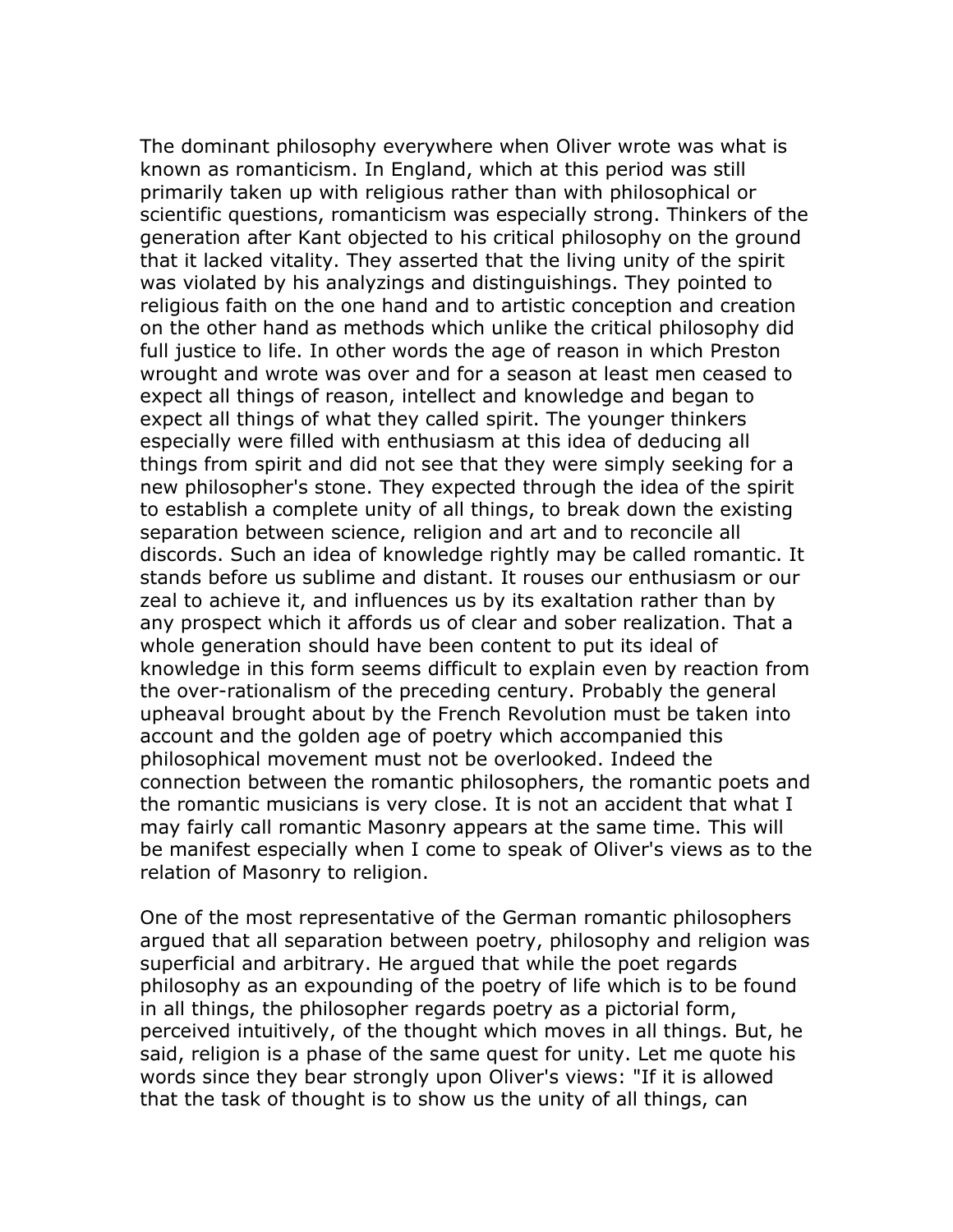The dominant philosophy everywhere when Oliver wrote was what is known as romanticism. In England, which at this period was still primarily taken up with religious rather than with philosophical or scientific questions, romanticism was especially strong. Thinkers of the generation after Kant objected to his critical philosophy on the ground that it lacked vitality. They asserted that the living unity of the spirit was violated by his analyzings and distinguishings. They pointed to religious faith on the one hand and to artistic conception and creation on the other hand as methods which unlike the critical philosophy did full justice to life. In other words the age of reason in which Preston wrought and wrote was over and for a season at least men ceased to expect all things of reason, intellect and knowledge and began to expect all things of what they called spirit. The younger thinkers especially were filled with enthusiasm at this idea of deducing all things from spirit and did not see that they were simply seeking for a new philosopher's stone. They expected through the idea of the spirit to establish a complete unity of all things, to break down the existing separation between science, religion and art and to reconcile all discords. Such an idea of knowledge rightly may be called romantic. It stands before us sublime and distant. It rouses our enthusiasm or our zeal to achieve it, and influences us by its exaltation rather than by any prospect which it affords us of clear and sober realization. That a whole generation should have been content to put its ideal of knowledge in this form seems difficult to explain even by reaction from the over-rationalism of the preceding century. Probably the general upheaval brought about by the French Revolution must be taken into account and the golden age of poetry which accompanied this philosophical movement must not be overlooked. Indeed the connection between the romantic philosophers, the romantic poets and the romantic musicians is very close. It is not an accident that what I may fairly call romantic Masonry appears at the same time. This will be manifest especially when I come to speak of Oliver's views as to the relation of Masonry to religion.

One of the most representative of the German romantic philosophers argued that all separation between poetry, philosophy and religion was superficial and arbitrary. He argued that while the poet regards philosophy as an expounding of the poetry of life which is to be found in all things, the philosopher regards poetry as a pictorial form, perceived intuitively, of the thought which moves in all things. But, he said, religion is a phase of the same quest for unity. Let me quote his words since they bear strongly upon Oliver's views: "If it is allowed that the task of thought is to show us the unity of all things, can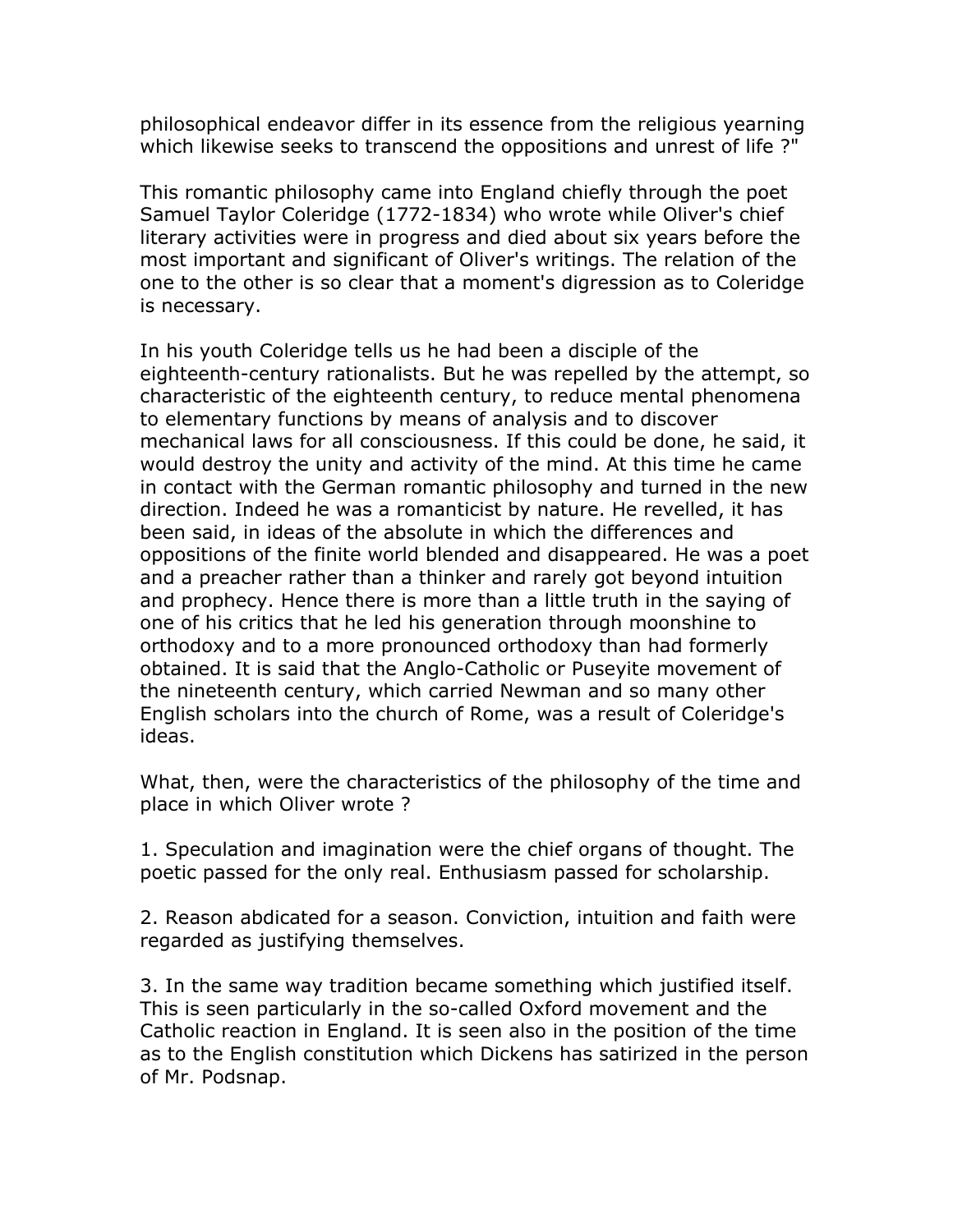philosophical endeavor differ in its essence from the religious yearning which likewise seeks to transcend the oppositions and unrest of life ?"

This romantic philosophy came into England chiefly through the poet Samuel Taylor Coleridge (1772-1834) who wrote while Oliver's chief literary activities were in progress and died about six years before the most important and significant of Oliver's writings. The relation of the one to the other is so clear that a moment's digression as to Coleridge is necessary.

In his youth Coleridge tells us he had been a disciple of the eighteenth-century rationalists. But he was repelled by the attempt, so characteristic of the eighteenth century, to reduce mental phenomena to elementary functions by means of analysis and to discover mechanical laws for all consciousness. If this could be done, he said, it would destroy the unity and activity of the mind. At this time he came in contact with the German romantic philosophy and turned in the new direction. Indeed he was a romanticist by nature. He revelled, it has been said, in ideas of the absolute in which the differences and oppositions of the finite world blended and disappeared. He was a poet and a preacher rather than a thinker and rarely got beyond intuition and prophecy. Hence there is more than a little truth in the saying of one of his critics that he led his generation through moonshine to orthodoxy and to a more pronounced orthodoxy than had formerly obtained. It is said that the Anglo-Catholic or Puseyite movement of the nineteenth century, which carried Newman and so many other English scholars into the church of Rome, was a result of Coleridge's ideas.

What, then, were the characteristics of the philosophy of the time and place in which Oliver wrote ?

1. Speculation and imagination were the chief organs of thought. The poetic passed for the only real. Enthusiasm passed for scholarship.

2. Reason abdicated for a season. Conviction, intuition and faith were regarded as justifying themselves.

3. In the same way tradition became something which justified itself. This is seen particularly in the so-called Oxford movement and the Catholic reaction in England. It is seen also in the position of the time as to the English constitution which Dickens has satirized in the person of Mr. Podsnap.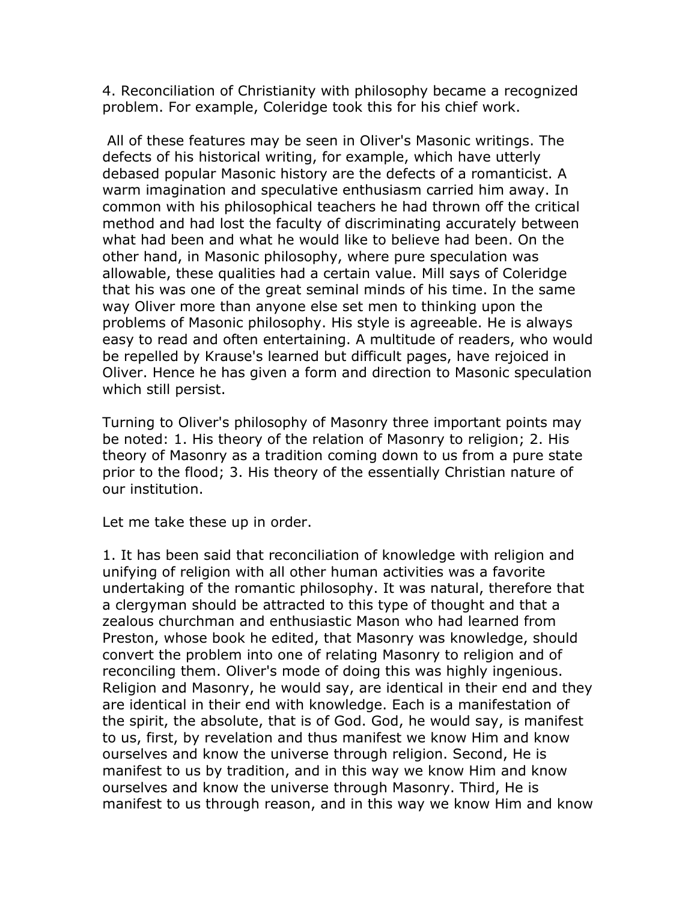4. Reconciliation of Christianity with philosophy became a recognized problem. For example, Coleridge took this for his chief work.

All of these features may be seen in Oliver's Masonic writings. The defects of his historical writing, for example, which have utterly debased popular Masonic history are the defects of a romanticist. A warm imagination and speculative enthusiasm carried him away. In common with his philosophical teachers he had thrown off the critical method and had lost the faculty of discriminating accurately between what had been and what he would like to believe had been. On the other hand, in Masonic philosophy, where pure speculation was allowable, these qualities had a certain value. Mill says of Coleridge that his was one of the great seminal minds of his time. In the same way Oliver more than anyone else set men to thinking upon the problems of Masonic philosophy. His style is agreeable. He is always easy to read and often entertaining. A multitude of readers, who would be repelled by Krause's learned but difficult pages, have rejoiced in Oliver. Hence he has given a form and direction to Masonic speculation which still persist.

Turning to Oliver's philosophy of Masonry three important points may be noted: 1. His theory of the relation of Masonry to religion; 2. His theory of Masonry as a tradition coming down to us from a pure state prior to the flood; 3. His theory of the essentially Christian nature of our institution.

Let me take these up in order.

1. It has been said that reconciliation of knowledge with religion and unifying of religion with all other human activities was a favorite undertaking of the romantic philosophy. It was natural, therefore that a clergyman should be attracted to this type of thought and that a zealous churchman and enthusiastic Mason who had learned from Preston, whose book he edited, that Masonry was knowledge, should convert the problem into one of relating Masonry to religion and of reconciling them. Oliver's mode of doing this was highly ingenious. Religion and Masonry, he would say, are identical in their end and they are identical in their end with knowledge. Each is a manifestation of the spirit, the absolute, that is of God. God, he would say, is manifest to us, first, by revelation and thus manifest we know Him and know ourselves and know the universe through religion. Second, He is manifest to us by tradition, and in this way we know Him and know ourselves and know the universe through Masonry. Third, He is manifest to us through reason, and in this way we know Him and know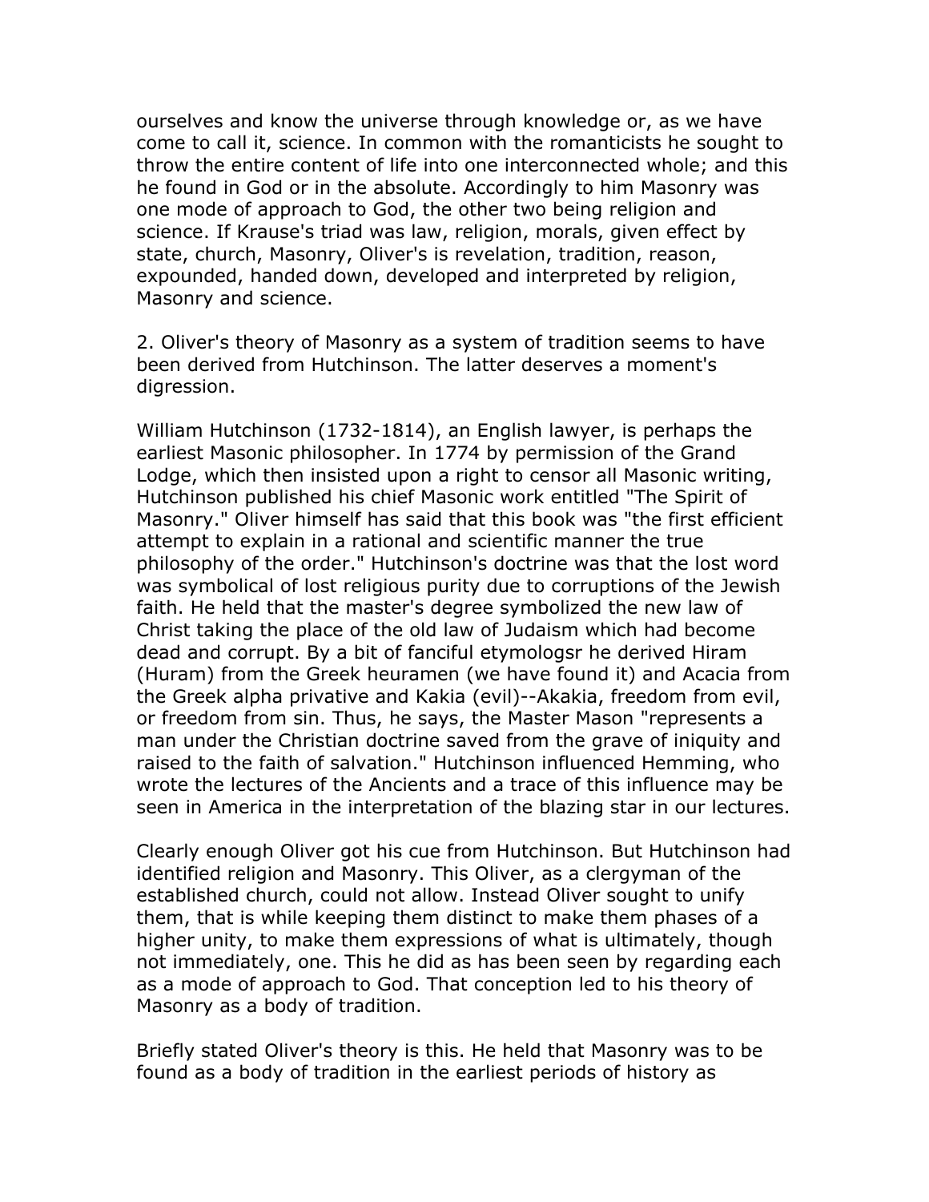ourselves and know the universe through knowledge or, as we have come to call it, science. In common with the romanticists he sought to throw the entire content of life into one interconnected whole; and this he found in God or in the absolute. Accordingly to him Masonry was one mode of approach to God, the other two being religion and science. If Krause's triad was law, religion, morals, given effect by state, church, Masonry, Oliver's is revelation, tradition, reason, expounded, handed down, developed and interpreted by religion, Masonry and science.

2. Oliver's theory of Masonry as a system of tradition seems to have been derived from Hutchinson. The latter deserves a moment's digression.

William Hutchinson (1732-1814), an English lawyer, is perhaps the earliest Masonic philosopher. In 1774 by permission of the Grand Lodge, which then insisted upon a right to censor all Masonic writing, Hutchinson published his chief Masonic work entitled "The Spirit of Masonry." Oliver himself has said that this book was "the first efficient attempt to explain in a rational and scientific manner the true philosophy of the order." Hutchinson's doctrine was that the lost word was symbolical of lost religious purity due to corruptions of the Jewish faith. He held that the master's degree symbolized the new law of Christ taking the place of the old law of Judaism which had become dead and corrupt. By a bit of fanciful etymologsr he derived Hiram (Huram) from the Greek heuramen (we have found it) and Acacia from the Greek alpha privative and Kakia (evil)--Akakia, freedom from evil, or freedom from sin. Thus, he says, the Master Mason "represents a man under the Christian doctrine saved from the grave of iniquity and raised to the faith of salvation." Hutchinson influenced Hemming, who wrote the lectures of the Ancients and a trace of this influence may be seen in America in the interpretation of the blazing star in our lectures.

Clearly enough Oliver got his cue from Hutchinson. But Hutchinson had identified religion and Masonry. This Oliver, as a clergyman of the established church, could not allow. Instead Oliver sought to unify them, that is while keeping them distinct to make them phases of a higher unity, to make them expressions of what is ultimately, though not immediately, one. This he did as has been seen by regarding each as a mode of approach to God. That conception led to his theory of Masonry as a body of tradition.

Briefly stated Oliver's theory is this. He held that Masonry was to be found as a body of tradition in the earliest periods of history as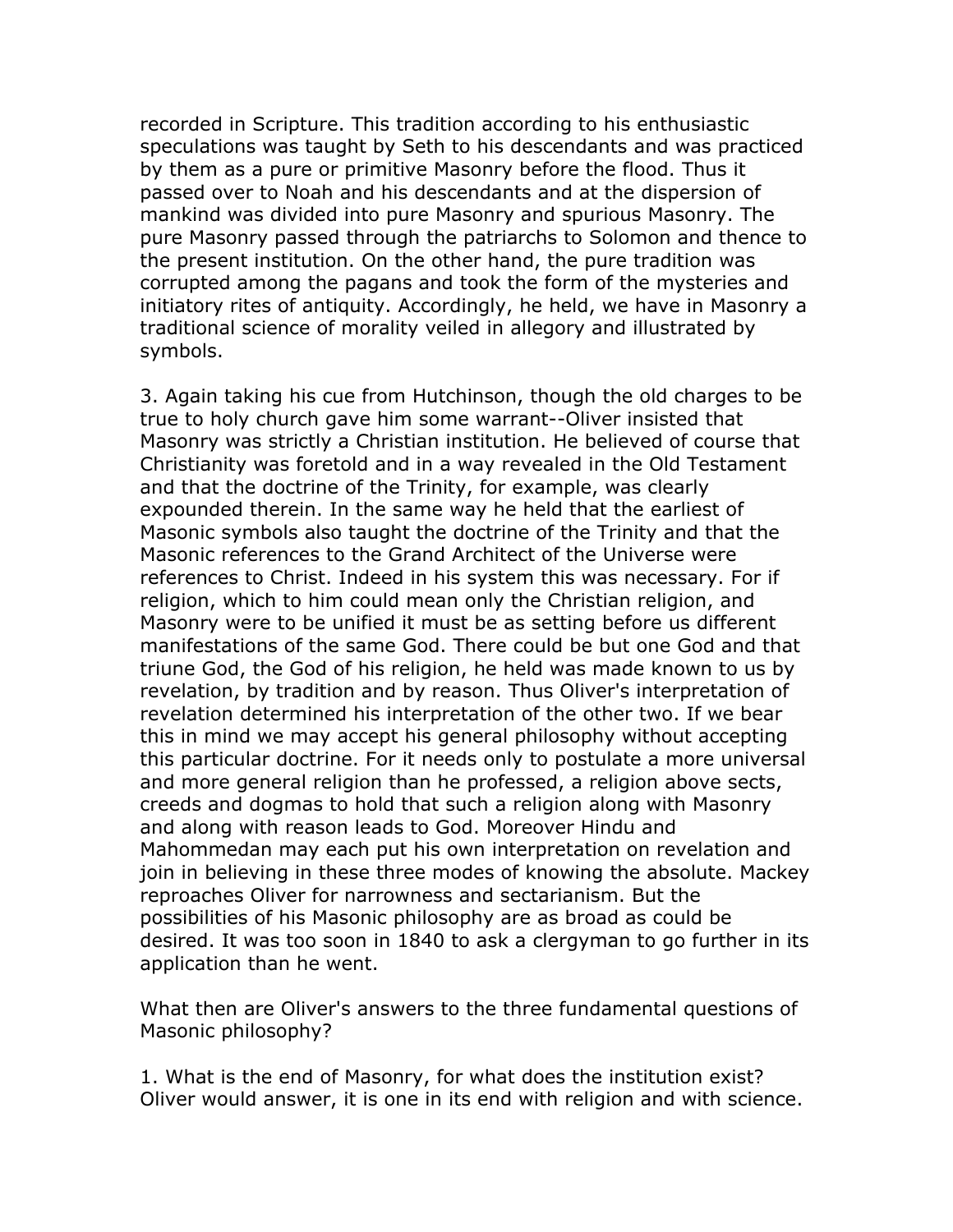recorded in Scripture. This tradition according to his enthusiastic speculations was taught by Seth to his descendants and was practiced by them as a pure or primitive Masonry before the flood. Thus it passed over to Noah and his descendants and at the dispersion of mankind was divided into pure Masonry and spurious Masonry. The pure Masonry passed through the patriarchs to Solomon and thence to the present institution. On the other hand, the pure tradition was corrupted among the pagans and took the form of the mysteries and initiatory rites of antiquity. Accordingly, he held, we have in Masonry a traditional science of morality veiled in allegory and illustrated by symbols.

3. Again taking his cue from Hutchinson, though the old charges to be true to holy church gave him some warrant--Oliver insisted that Masonry was strictly a Christian institution. He believed of course that Christianity was foretold and in a way revealed in the Old Testament and that the doctrine of the Trinity, for example, was clearly expounded therein. In the same way he held that the earliest of Masonic symbols also taught the doctrine of the Trinity and that the Masonic references to the Grand Architect of the Universe were references to Christ. Indeed in his system this was necessary. For if religion, which to him could mean only the Christian religion, and Masonry were to be unified it must be as setting before us different manifestations of the same God. There could be but one God and that triune God, the God of his religion, he held was made known to us by revelation, by tradition and by reason. Thus Oliver's interpretation of revelation determined his interpretation of the other two. If we bear this in mind we may accept his general philosophy without accepting this particular doctrine. For it needs only to postulate a more universal and more general religion than he professed, a religion above sects, creeds and dogmas to hold that such a religion along with Masonry and along with reason leads to God. Moreover Hindu and Mahommedan may each put his own interpretation on revelation and join in believing in these three modes of knowing the absolute. Mackey reproaches Oliver for narrowness and sectarianism. But the possibilities of his Masonic philosophy are as broad as could be desired. It was too soon in 1840 to ask a clergyman to go further in its application than he went.

What then are Oliver's answers to the three fundamental questions of Masonic philosophy?

1. What is the end of Masonry, for what does the institution exist? Oliver would answer, it is one in its end with religion and with science.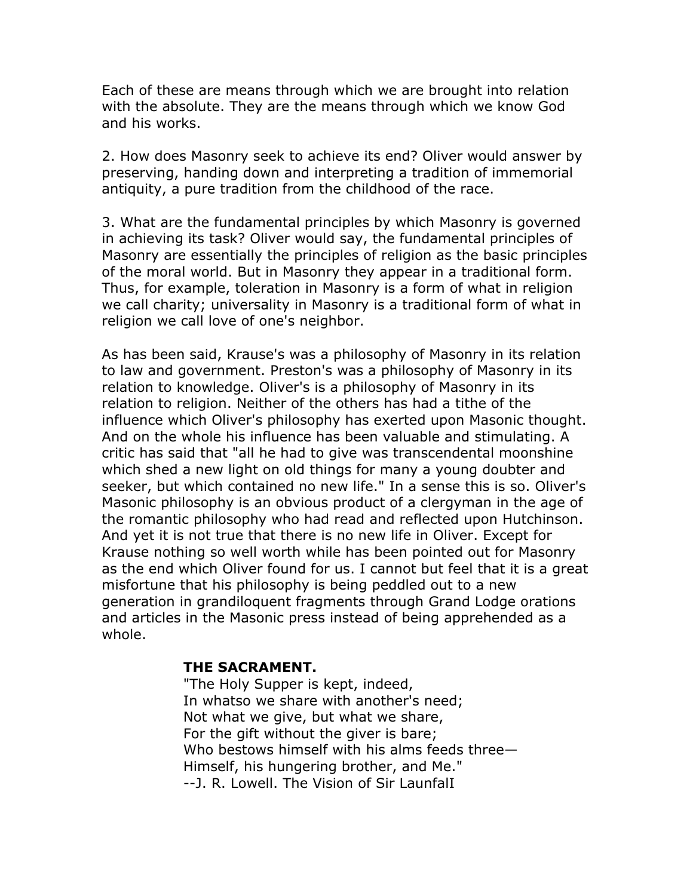Each of these are means through which we are brought into relation with the absolute. They are the means through which we know God and his works.

2. How does Masonry seek to achieve its end? Oliver would answer by preserving, handing down and interpreting a tradition of immemorial antiquity, a pure tradition from the childhood of the race.

3. What are the fundamental principles by which Masonry is governed in achieving its task? Oliver would say, the fundamental principles of Masonry are essentially the principles of religion as the basic principles of the moral world. But in Masonry they appear in a traditional form. Thus, for example, toleration in Masonry is a form of what in religion we call charity; universality in Masonry is a traditional form of what in religion we call love of one's neighbor.

As has been said, Krause's was a philosophy of Masonry in its relation to law and government. Preston's was a philosophy of Masonry in its relation to knowledge. Oliver's is a philosophy of Masonry in its relation to religion. Neither of the others has had a tithe of the influence which Oliver's philosophy has exerted upon Masonic thought. And on the whole his influence has been valuable and stimulating. A critic has said that "all he had to give was transcendental moonshine which shed a new light on old things for many a young doubter and seeker, but which contained no new life." In a sense this is so. Oliver's Masonic philosophy is an obvious product of a clergyman in the age of the romantic philosophy who had read and reflected upon Hutchinson. And yet it is not true that there is no new life in Oliver. Except for Krause nothing so well worth while has been pointed out for Masonry as the end which Oliver found for us. I cannot but feel that it is a great misfortune that his philosophy is being peddled out to a new generation in grandiloquent fragments through Grand Lodge orations and articles in the Masonic press instead of being apprehended as a whole.

**THE SACRAMENT.**

"The Holy Supper is kept, indeed,
In whatso we share with another's need;
Not what we give, but what we share,
For the gift without the giver is bare;
Who bestows himself with his alms feeds three—
Himself, his hungering brother, and Me."
--J. R. Lowell. The Vision of Sir Launfal